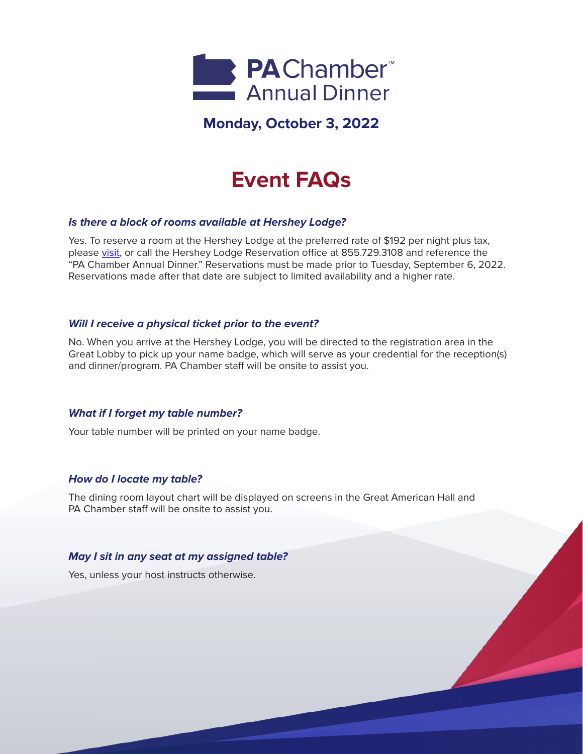# PA Chamber™ Annual Dinner

**Monday, October 3, 2022**

## Event FAQs

***Is there a block of rooms available at Hershey Lodge?***

Yes. To reserve a room at the Hershey Lodge at the preferred rate of $192 per night plus tax, please visit, or call the Hershey Lodge Reservation office at 855.729.3108 and reference the "PA Chamber Annual Dinner." Reservations must be made prior to Tuesday, September 6, 2022. Reservations made after that date are subject to limited availability and a higher rate.

***Will I receive a physical ticket prior to the event?***

No. When you arrive at the Hershey Lodge, you will be directed to the registration area in the Great Lobby to pick up your name badge, which will serve as your credential for the reception(s) and dinner/program. PA Chamber staff will be onsite to assist you.

***What if I forget my table number?***

Your table number will be printed on your name badge.

***How do I locate my table?***

The dining room layout chart will be displayed on screens in the Great American Hall and PA Chamber staff will be onsite to assist you.

***May I sit in any seat at my assigned table?***

Yes, unless your host instructs otherwise.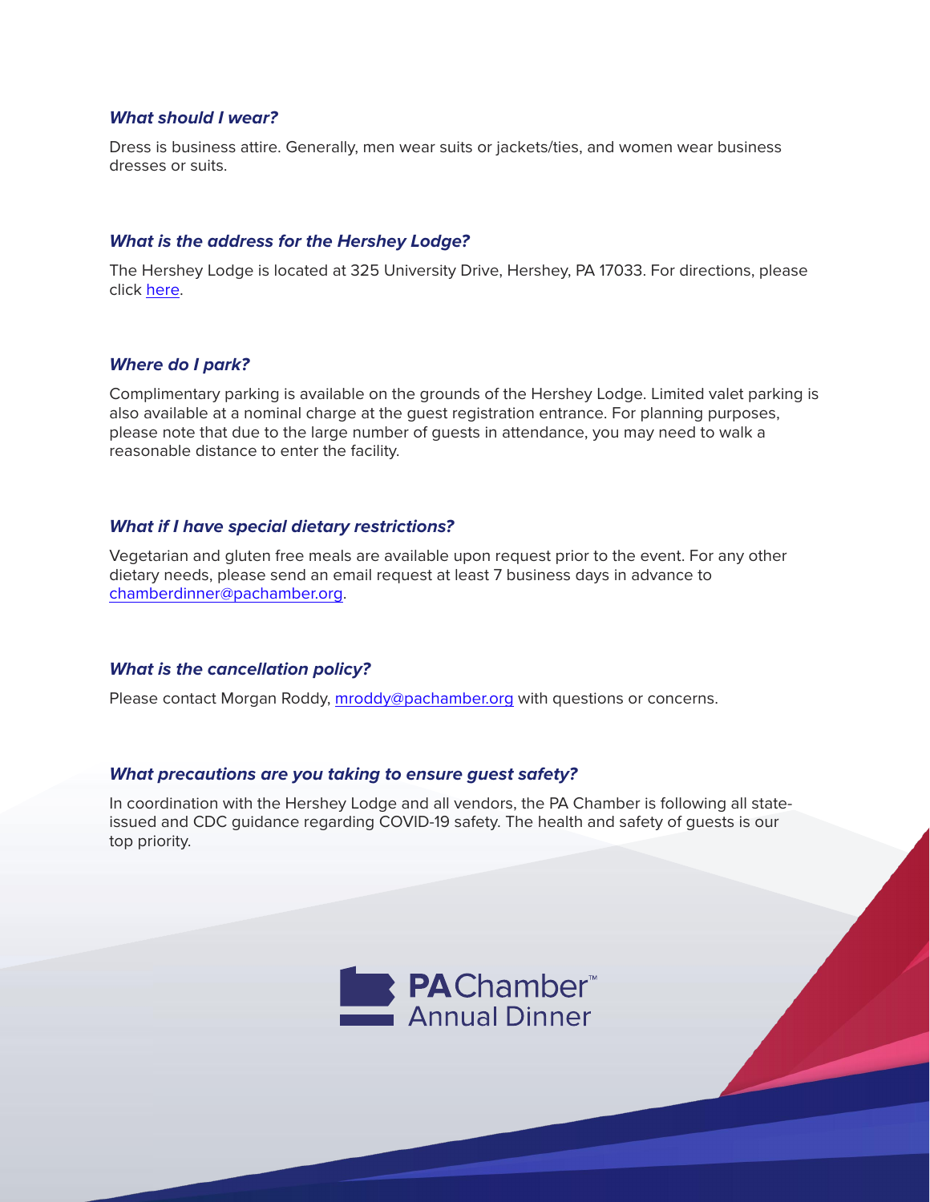***What should I wear?***

Dress is business attire. Generally, men wear suits or jackets/ties, and women wear business dresses or suits.

***What is the address for the Hershey Lodge?***

The Hershey Lodge is located at 325 University Drive, Hershey, PA 17033. For directions, please click here.

***Where do I park?***

Complimentary parking is available on the grounds of the Hershey Lodge. Limited valet parking is also available at a nominal charge at the guest registration entrance. For planning purposes, please note that due to the large number of guests in attendance, you may need to walk a reasonable distance to enter the facility.

***What if I have special dietary restrictions?***

Vegetarian and gluten free meals are available upon request prior to the event. For any other dietary needs, please send an email request at least 7 business days in advance to chamberdinner@pachamber.org.

***What is the cancellation policy?***

Please contact Morgan Roddy, mroddy@pachamber.org with questions or concerns.

***What precautions are you taking to ensure guest safety?***

In coordination with the Hershey Lodge and all vendors, the PA Chamber is following all state-issued and CDC guidance regarding COVID-19 safety. The health and safety of guests is our top priority.

PA Chamber™ Annual Dinner